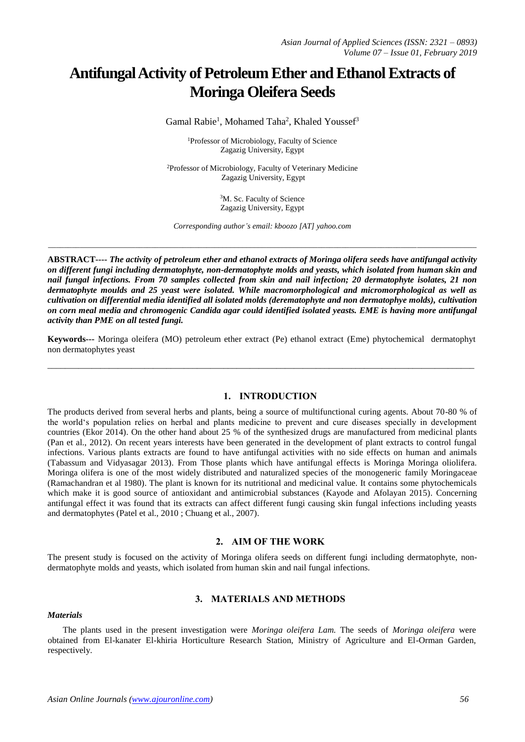# Antifungal Activity of Petroleum Ether and Ethanol Extracts of Moringa Oleifera Seeds

Gamal Rabie[1], Mohamed Taha[2], Khaled Youssef[3]

[1]Professor of Microbiology, Faculty of Science
Zagazig University, Egypt

[2]Professor of Microbiology, Faculty of Veterinary Medicine
Zagazig University, Egypt

[3]M. Sc. Faculty of Science
Zagazig University, Egypt

*Corresponding author's email: kboozo [AT] yahoo.com*

---

**ABSTRACT----** ***The activity of petroleum ether and ethanol extracts of Moringa olifera seeds have antifungal activity on different fungi including dermatophyte, non-dermatophyte molds and yeasts, which isolated from human skin and nail fungal infections. From 70 samples collected from skin and nail infection; 20 dermatophyte isolates, 21 non dermatophyte moulds and 25 yeast were isolated. While macromorphological and micromorphological as well as cultivation on differential media identified all isolated molds (derematophyte and non dermatophye molds), cultivation on corn meal media and chromogenic Candida agar could identified isolated yeasts. EME is having more antifungal activity than PME on all tested fungi.***

**Keywords---** Moringa oleifera (MO) petroleum ether extract (Pe) ethanol extract (Eme) phytochemical dermatophyt non dermatophytes yeast

---

## 1. INTRODUCTION

The products derived from several herbs and plants, being a source of multifunctional curing agents. About 70-80 % of the world's population relies on herbal and plants medicine to prevent and cure diseases specially in development countries (Ekor 2014). On the other hand about 25 % of the synthesized drugs are manufactured from medicinal plants (Pan et al., 2012). On recent years interests have been generated in the development of plant extracts to control fungal infections. Various plants extracts are found to have antifungal activities with no side effects on human and animals (Tabassum and Vidyasagar 2013). From Those plants which have antifungal effects is Moringa Moringa oliolifera. Moringa olifera is one of the most widely distributed and naturalized species of the monogeneric family Moringaceae (Ramachandran et al 1980). The plant is known for its nutritional and medicinal value. It contains some phytochemicals which make it is good source of antioxidant and antimicrobial substances (Kayode and Afolayan 2015). Concerning antifungal effect it was found that its extracts can affect different fungi causing skin fungal infections including yeasts and dermatophytes (Patel et al., 2010 ; Chuang et al., 2007).

## 2. AIM OF THE WORK

The present study is focused on the activity of Moringa olifera seeds on different fungi including dermatophyte, non-dermatophyte molds and yeasts, which isolated from human skin and nail fungal infections.

## 3. MATERIALS AND METHODS

### *Materials*

The plants used in the present investigation were *Moringa oleifera Lam.* The seeds of *Moringa oleifera* were obtained from El-kanater El-khiria Horticulture Research Station, Ministry of Agriculture and El-Orman Garden, respectively.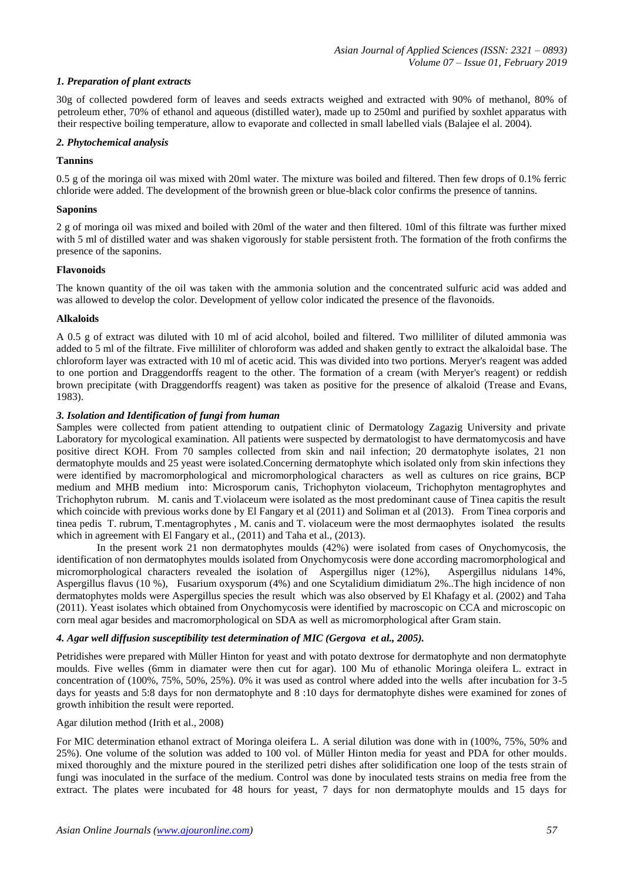### *1. Preparation of plant extracts*

30g of collected powdered form of leaves and seeds extracts weighed and extracted with 90% of methanol, 80% of petroleum ether, 70% of ethanol and aqueous (distilled water), made up to 250ml and purified by soxhlet apparatus with their respective boiling temperature, allow to evaporate and collected in small labelled vials (Balajee el al. 2004).

### *2. Phytochemical analysis*

**Tannins**

0.5 g of the moringa oil was mixed with 20ml water. The mixture was boiled and filtered. Then few drops of 0.1% ferric chloride were added. The development of the brownish green or blue-black color confirms the presence of tannins.

**Saponins**

2 g of moringa oil was mixed and boiled with 20ml of the water and then filtered. 10ml of this filtrate was further mixed with 5 ml of distilled water and was shaken vigorously for stable persistent froth. The formation of the froth confirms the presence of the saponins.

**Flavonoids**

The known quantity of the oil was taken with the ammonia solution and the concentrated sulfuric acid was added and was allowed to develop the color. Development of yellow color indicated the presence of the flavonoids.

**Alkaloids**

A 0.5 g of extract was diluted with 10 ml of acid alcohol, boiled and filtered. Two milliliter of diluted ammonia was added to 5 ml of the filtrate. Five milliliter of chloroform was added and shaken gently to extract the alkaloidal base. The chloroform layer was extracted with 10 ml of acetic acid. This was divided into two portions. Meryer's reagent was added to one portion and Draggendorffs reagent to the other. The formation of a cream (with Meryer's reagent) or reddish brown precipitate (with Draggendorffs reagent) was taken as positive for the presence of alkaloid (Trease and Evans, 1983).

### *3. Isolation and Identification of fungi from human*

Samples were collected from patient attending to outpatient clinic of Dermatology Zagazig University and private Laboratory for mycological examination. All patients were suspected by dermatologist to have dermatomycosis and have positive direct KOH. From 70 samples collected from skin and nail infection; 20 dermatophyte isolates, 21 non dermatophyte moulds and 25 yeast were isolated.Concerning dermatophyte which isolated only from skin infections they were identified by macromorphological and micromorphological characters as well as cultures on rice grains, BCP medium and MHB medium into: Microsporum canis, Trichophyton violaceum, Trichophyton mentagrophytes and Trichophyton rubrum. M. canis and T.violaceum were isolated as the most predominant cause of Tinea capitis the result which coincide with previous works done by El Fangary et al (2011) and Soliman et al (2013). From Tinea corporis and tinea pedis T. rubrum, T.mentagrophytes , M. canis and T. violaceum were the most dermaophytes isolated the results which in agreement with El Fangary et al., (2011) and Taha et al., (2013).

In the present work 21 non dermatophytes moulds (42%) were isolated from cases of Onychomycosis, the identification of non dermatophytes moulds isolated from Onychomycosis were done according macromorphological and micromorphological characters revealed the isolation of Aspergillus niger (12%), Aspergillus nidulans 14%, Aspergillus flavus (10 %), Fusarium oxysporum (4%) and one Scytalidium dimidiatum 2%..The high incidence of non dermatophytes molds were Aspergillus species the result which was also observed by El Khafagy et al. (2002) and Taha (2011). Yeast isolates which obtained from Onychomycosis were identified by macroscopic on CCA and microscopic on corn meal agar besides and macromorphological on SDA as well as micromorphological after Gram stain.

### *4. Agar well diffusion susceptibility test determination of MIC (Gergova et al., 2005).*

Petridishes were prepared with Müller Hinton for yeast and with potato dextrose for dermatophyte and non dermatophyte moulds. Five welles (6mm in diamater were then cut for agar). 100 Mu of ethanolic Moringa oleifera L. extract in concentration of (100%, 75%, 50%, 25%). 0% it was used as control where added into the wells after incubation for 3-5 days for yeasts and 5:8 days for non dermatophyte and 8 :10 days for dermatophyte dishes were examined for zones of growth inhibition the result were reported.

Agar dilution method (Irith et al., 2008)

For MIC determination ethanol extract of Moringa oleifera L. A serial dilution was done with in (100%, 75%, 50% and 25%). One volume of the solution was added to 100 vol. of Müller Hinton media for yeast and PDA for other moulds. mixed thoroughly and the mixture poured in the sterilized petri dishes after solidification one loop of the tests strain of fungi was inoculated in the surface of the medium. Control was done by inoculated tests strains on media free from the extract. The plates were incubated for 48 hours for yeast, 7 days for non dermatophyte moulds and 15 days for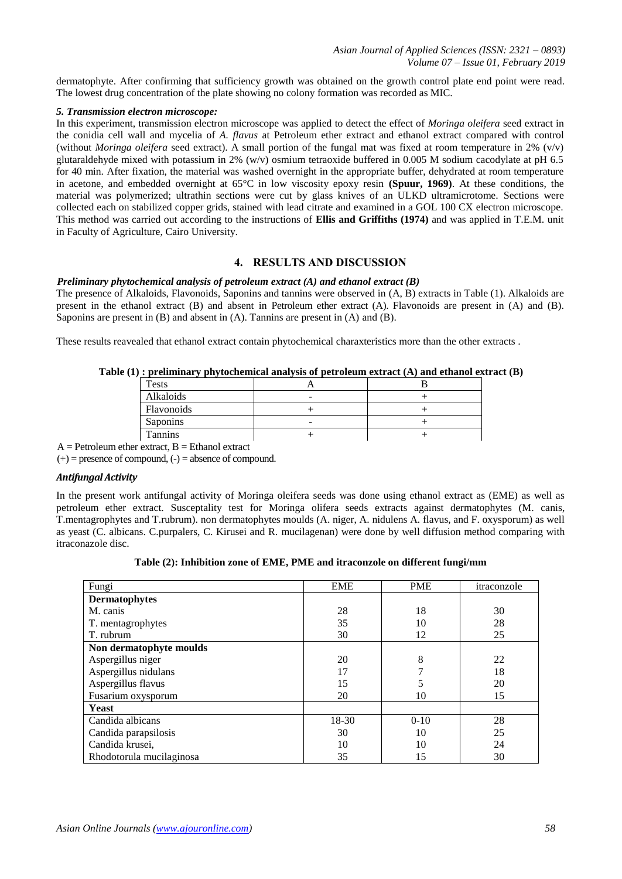dermatophyte. After confirming that sufficiency growth was obtained on the growth control plate end point were read. The lowest drug concentration of the plate showing no colony formation was recorded as MIC.

***5. Transmission electron microscope:***

In this experiment, transmission electron microscope was applied to detect the effect of *Moringa oleifera* seed extract in the conidia cell wall and mycelia of *A. flavus* at Petroleum ether extract and ethanol extract compared with control (without *Moringa oleifera* seed extract). A small portion of the fungal mat was fixed at room temperature in 2% (v/v) glutaraldehyde mixed with potassium in 2% (w/v) osmium tetraoxide buffered in 0.005 M sodium cacodylate at pH 6.5 for 40 min. After fixation, the material was washed overnight in the appropriate buffer, dehydrated at room temperature in acetone, and embedded overnight at 65°C in low viscosity epoxy resin **(Spuur, 1969)**. At these conditions, the material was polymerized; ultrathin sections were cut by glass knives of an ULKD ultramicrotome. Sections were collected each on stabilized copper grids, stained with lead citrate and examined in a GOL 100 CX electron microscope. This method was carried out according to the instructions of **Ellis and Griffiths (1974)** and was applied in T.E.M. unit in Faculty of Agriculture, Cairo University.

## 4. RESULTS AND DISCUSSION

***Preliminary phytochemical analysis of petroleum extract (A) and ethanol extract (B)***

The presence of Alkaloids, Flavonoids, Saponins and tannins were observed in (A, B) extracts in Table (1). Alkaloids are present in the ethanol extract (B) and absent in Petroleum ether extract (A). Flavonoids are present in (A) and (B). Saponins are present in (B) and absent in (A). Tannins are present in (A) and (B).

These results reavealed that ethanol extract contain phytochemical charaxteristics more than the other extracts .

**Table (1) : preliminary phytochemical analysis of petroleum extract (A) and ethanol extract (B)**

| Tests | A | B |
|---|---|---|
| Alkaloids | - | + |
| Flavonoids | + | + |
| Saponins | - | + |
| Tannins | + | + |

A = Petroleum ether extract, B = Ethanol extract
(+) = presence of compound, (-) = absence of compound.

***Antifungal Activity***

In the present work antifungal activity of Moringa oleifera seeds was done using ethanol extract as (EME) as well as petroleum ether extract. Susceptality test for Moringa olifera seeds extracts against dermatophytes (M. canis, T.mentagrophytes and T.rubrum). non dermatophytes moulds (A. niger, A. nidulens A. flavus, and F. oxysporum) as well as yeast (C. albicans. C.purpalers, C. Kirusei and R. mucilagenan) were done by well diffusion method comparing with itraconazole disc.

**Table (2): Inhibition zone of EME, PME and itraconzole on different fungi/mm**

| Fungi | EME | PME | itraconzole |
|---|---|---|---|
| **Dermatophytes** | | | |
| M. canis | 28 | 18 | 30 |
| T. mentagrophytes | 35 | 10 | 28 |
| T. rubrum | 30 | 12 | 25 |
| **Non dermatophyte moulds** | | | |
| Aspergillus niger | 20 | 8 | 22 |
| Aspergillus nidulans | 17 | 7 | 18 |
| Aspergillus flavus | 15 | 5 | 20 |
| Fusarium oxysporum | 20 | 10 | 15 |
| **Yeast** | | | |
| Candida albicans | 18-30 | 0-10 | 28 |
| Candida parapsilosis | 30 | 10 | 25 |
| Candida krusei, | 10 | 10 | 24 |
| Rhodotorula mucilaginosa | 35 | 15 | 30 |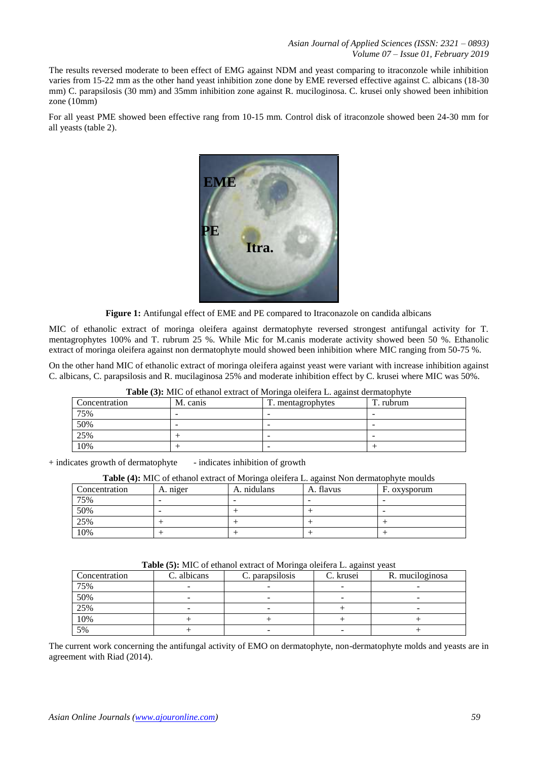The results reversed moderate to been effect of EMG against NDM and yeast comparing to itraconzole while inhibition varies from 15-22 mm as the other hand yeast inhibition zone done by EME reversed effective against C. albicans (18-30 mm) C. parapsilosis (30 mm) and 35mm inhibition zone against R. muciloginosa. C. krusei only showed been inhibition zone (10mm)

For all yeast PME showed been effective rang from 10-15 mm. Control disk of itraconzole showed been 24-30 mm for all yeasts (table 2).

**Figure 1:** Antifungal effect of EME and PE compared to Itraconazole on candida albicans

MIC of ethanolic extract of moringa oleifera against dermatophyte reversed strongest antifungal activity for T. mentagrophytes 100% and T. rubrum 25 %. While Mic for M.canis moderate activity showed been 50 %. Ethanolic extract of moringa oleifera against non dermatophyte mould showed been inhibition where MIC ranging from 50-75 %.

On the other hand MIC of ethanolic extract of moringa oleifera against yeast were variant with increase inhibition against C. albicans, C. parapsilosis and R. mucilaginosa 25% and moderate inhibition effect by C. krusei where MIC was 50%.

**Table (3):** MIC of ethanol extract of Moringa oleifera L. against dermatophyte

| Concentration | M. canis | T. mentagrophytes | T. rubrum |
|---|---|---|---|
| 75% | - | - | - |
| 50% | - | - | - |
| 25% | + | - | - |
| 10% | + | - | + |

+ indicates growth of dermatophyte     - indicates inhibition of growth

**Table (4):** MIC of ethanol extract of Moringa oleifera L. against Non dermatophyte moulds

| Concentration | A. niger | A. nidulans | A. flavus | F. oxysporum |
|---|---|---|---|---|
| 75% | - | - | - | - |
| 50% | - | + | + | - |
| 25% | + | + | + | + |
| 10% | + | + | + | + |

**Table (5):** MIC of ethanol extract of Moringa oleifera L. against yeast

| Concentration | C. albicans | C. parapsilosis | C. krusei | R. muciloginosa |
|---|---|---|---|---|
| 75% | - | - | - | - |
| 50% | - | - | - | - |
| 25% | - | - | + | - |
| 10% | + | + | + | + |
| 5% | + | - | - | + |

The current work concerning the antifungal activity of EMO on dermatophyte, non-dermatophyte molds and yeasts are in agreement with Riad (2014).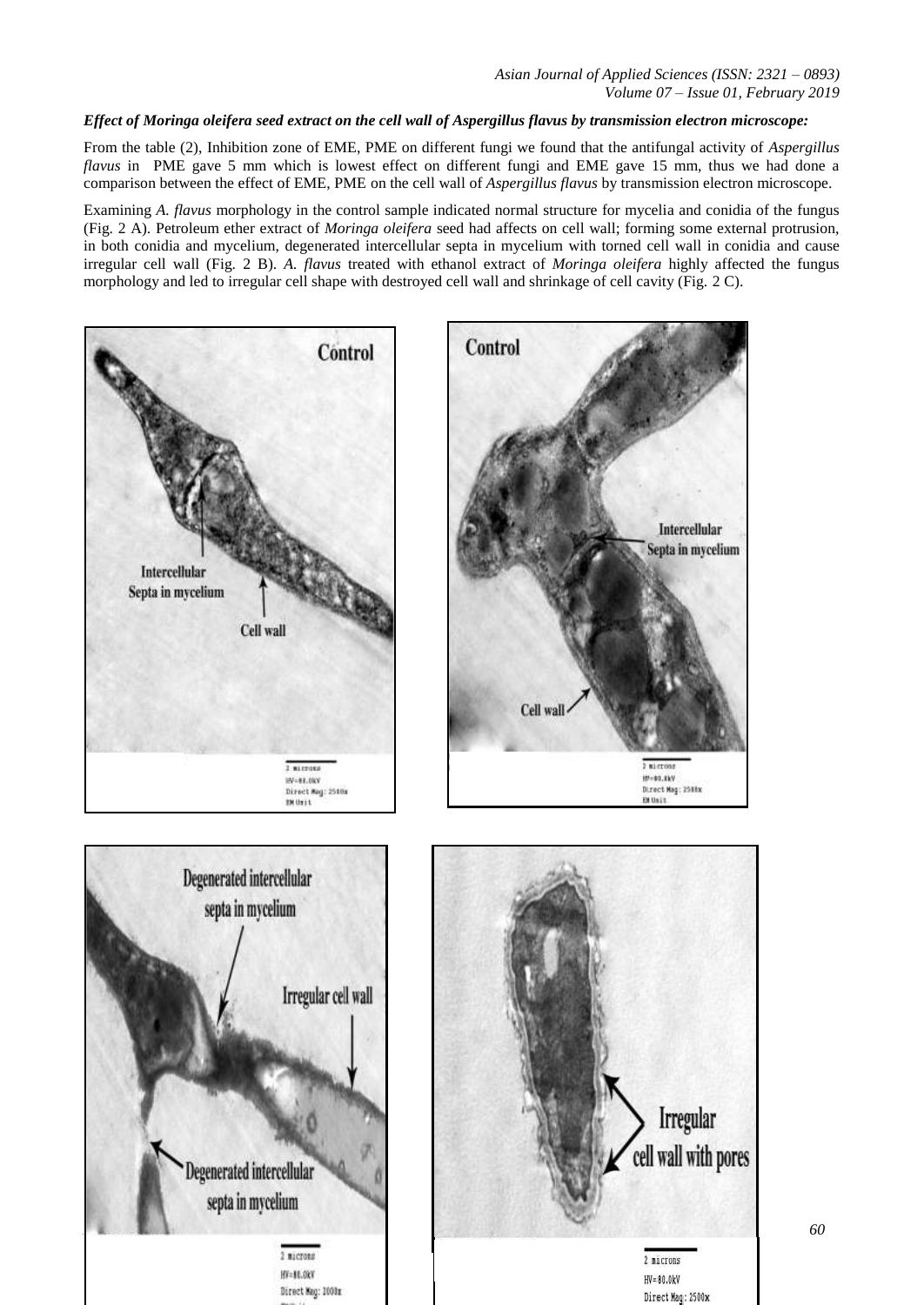***Effect of Moringa oleifera seed extract on the cell wall of Aspergillus flavus by transmission electron microscope:***

From the table (2), Inhibition zone of EME, PME on different fungi we found that the antifungal activity of *Aspergillus flavus* in PME gave 5 mm which is lowest effect on different fungi and EME gave 15 mm, thus we had done a comparison between the effect of EME, PME on the cell wall of *Aspergillus flavus* by transmission electron microscope.

Examining *A. flavus* morphology in the control sample indicated normal structure for mycelia and conidia of the fungus (Fig. 2 A). Petroleum ether extract of *Moringa oleifera* seed had affects on cell wall; forming some external protrusion, in both conidia and mycelium, degenerated intercellular septa in mycelium with torned cell wall in conidia and cause irregular cell wall (Fig. 2 B). *A. flavus* treated with ethanol extract of *Moringa oleifera* highly affected the fungus morphology and led to irregular cell shape with destroyed cell wall and shrinkage of cell cavity (Fig. 2 C).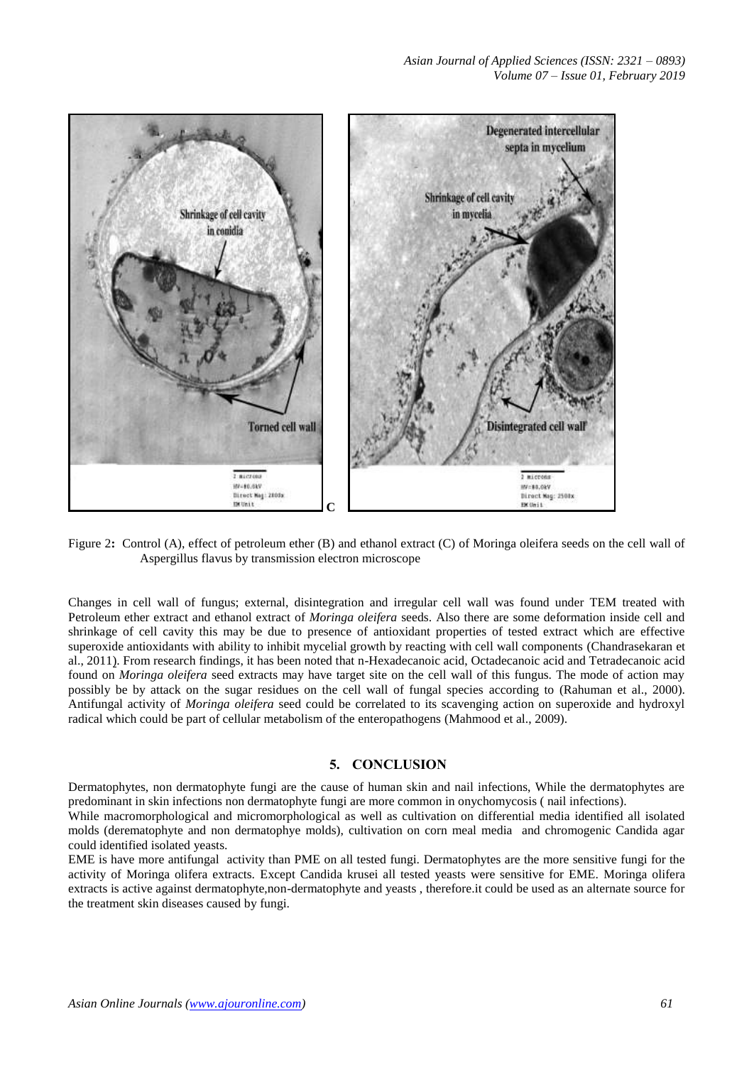Figure 2: Control (A), effect of petroleum ether (B) and ethanol extract (C) of Moringa oleifera seeds on the cell wall of Aspergillus flavus by transmission electron microscope

Changes in cell wall of fungus; external, disintegration and irregular cell wall was found under TEM treated with Petroleum ether extract and ethanol extract of *Moringa oleifera* seeds. Also there are some deformation inside cell and shrinkage of cell cavity this may be due to presence of antioxidant properties of tested extract which are effective superoxide antioxidants with ability to inhibit mycelial growth by reacting with cell wall components (Chandrasekaran et al., 2011). From research findings, it has been noted that n-Hexadecanoic acid, Octadecanoic acid and Tetradecanoic acid found on *Moringa oleifera* seed extracts may have target site on the cell wall of this fungus. The mode of action may possibly be by attack on the sugar residues on the cell wall of fungal species according to (Rahuman et al., 2000). Antifungal activity of *Moringa oleifera* seed could be correlated to its scavenging action on superoxide and hydroxyl radical which could be part of cellular metabolism of the enteropathogens (Mahmood et al., 2009).

## 5. CONCLUSION

Dermatophytes, non dermatophyte fungi are the cause of human skin and nail infections, While the dermatophytes are predominant in skin infections non dermatophyte fungi are more common in onychomycosis ( nail infections).

While macromorphological and micromorphological as well as cultivation on differential media identified all isolated molds (derematophyte and non dermatophye molds), cultivation on corn meal media and chromogenic Candida agar could identified isolated yeasts.

EME is have more antifungal activity than PME on all tested fungi. Dermatophytes are the more sensitive fungi for the activity of Moringa olifera extracts. Except Candida krusei all tested yeasts were sensitive for EME. Moringa olifera extracts is active against dermatophyte,non-dermatophyte and yeasts , therefore.it could be used as an alternate source for the treatment skin diseases caused by fungi.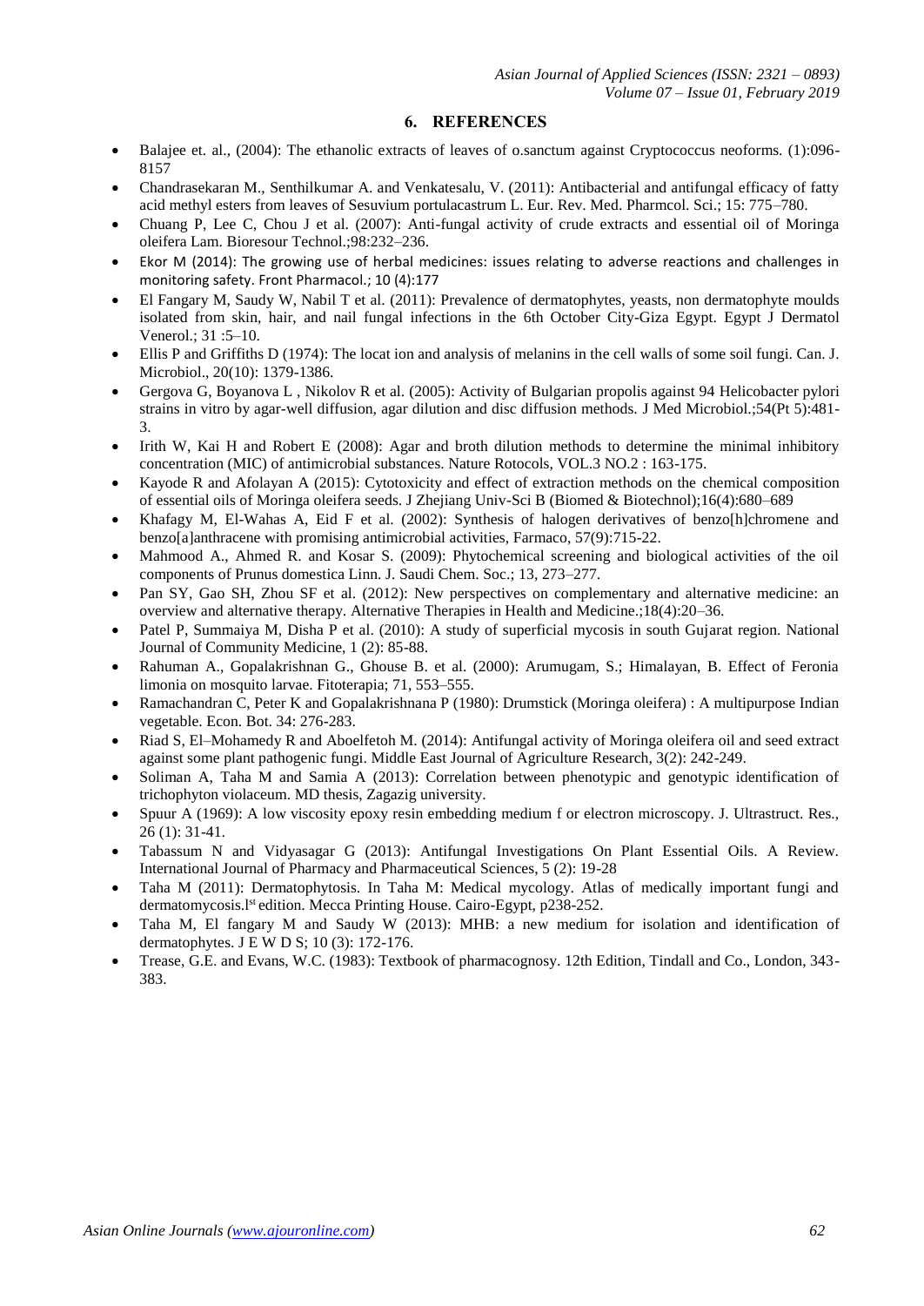## 6. REFERENCES

- Balajee et. al., (2004): The ethanolic extracts of leaves of o.sanctum against Cryptococcus neoforms. (1):096-8157
- Chandrasekaran M., Senthilkumar A. and Venkatesalu, V. (2011): Antibacterial and antifungal efficacy of fatty acid methyl esters from leaves of Sesuvium portulacastrum L. Eur. Rev. Med. Pharmcol. Sci.; 15: 775–780.
- Chuang P, Lee C, Chou J et al. (2007): Anti-fungal activity of crude extracts and essential oil of Moringa oleifera Lam. Bioresour Technol.;98:232–236.
- Ekor M (2014): The growing use of herbal medicines: issues relating to adverse reactions and challenges in monitoring safety. Front Pharmacol.; 10 (4):177
- El Fangary M, Saudy W, Nabil T et al. (2011): Prevalence of dermatophytes, yeasts, non dermatophyte moulds isolated from skin, hair, and nail fungal infections in the 6th October City-Giza Egypt. Egypt J Dermatol Venerol.; 31 :5–10.
- Ellis P and Griffiths D (1974): The locat ion and analysis of melanins in the cell walls of some soil fungi. Can. J. Microbiol., 20(10): 1379-1386.
- Gergova G, Boyanova L , Nikolov R et al. (2005): Activity of Bulgarian propolis against 94 Helicobacter pylori strains in vitro by agar-well diffusion, agar dilution and disc diffusion methods. J Med Microbiol.;54(Pt 5):481-3.
- Irith W, Kai H and Robert E (2008): Agar and broth dilution methods to determine the minimal inhibitory concentration (MIC) of antimicrobial substances. Nature Rotocols, VOL.3 NO.2 : 163-175.
- Kayode R and Afolayan A (2015): Cytotoxicity and effect of extraction methods on the chemical composition of essential oils of Moringa oleifera seeds. J Zhejiang Univ-Sci B (Biomed & Biotechnol);16(4):680–689
- Khafagy M, El-Wahas A, Eid F et al. (2002): Synthesis of halogen derivatives of benzo[h]chromene and benzo[a]anthracene with promising antimicrobial activities, Farmaco, 57(9):715-22.
- Mahmood A., Ahmed R. and Kosar S. (2009): Phytochemical screening and biological activities of the oil components of Prunus domestica Linn. J. Saudi Chem. Soc.; 13, 273–277.
- Pan SY, Gao SH, Zhou SF et al. (2012): New perspectives on complementary and alternative medicine: an overview and alternative therapy. Alternative Therapies in Health and Medicine.;18(4):20–36.
- Patel P, Summaiya M, Disha P et al. (2010): A study of superficial mycosis in south Gujarat region. National Journal of Community Medicine, 1 (2): 85-88.
- Rahuman A., Gopalakrishnan G., Ghouse B. et al. (2000): Arumugam, S.; Himalayan, B. Effect of Feronia limonia on mosquito larvae. Fitoterapia; 71, 553–555.
- Ramachandran C, Peter K and Gopalakrishnana P (1980): Drumstick (Moringa oleifera) : A multipurpose Indian vegetable. Econ. Bot. 34: 276-283.
- Riad S, El–Mohamedy R and Aboelfetoh M. (2014): Antifungal activity of Moringa oleifera oil and seed extract against some plant pathogenic fungi. Middle East Journal of Agriculture Research, 3(2): 242-249.
- Soliman A, Taha M and Samia A (2013): Correlation between phenotypic and genotypic identification of trichophyton violaceum. MD thesis, Zagazig university.
- Spuur A (1969): A low viscosity epoxy resin embedding medium f or electron microscopy. J. Ultrastruct. Res., 26 (1): 31-41.
- Tabassum N and Vidyasagar G (2013): Antifungal Investigations On Plant Essential Oils. A Review. International Journal of Pharmacy and Pharmaceutical Sciences, 5 (2): 19-28
- Taha M (2011): Dermatophytosis. In Taha M: Medical mycology. Atlas of medically important fungi and dermatomycosis.l[st] edition. Mecca Printing House. Cairo-Egypt, p238-252.
- Taha M, El fangary M and Saudy W (2013): MHB: a new medium for isolation and identification of dermatophytes. J E W D S; 10 (3): 172-176.
- Trease, G.E. and Evans, W.C. (1983): Textbook of pharmacognosy. 12th Edition, Tindall and Co., London, 343-383.